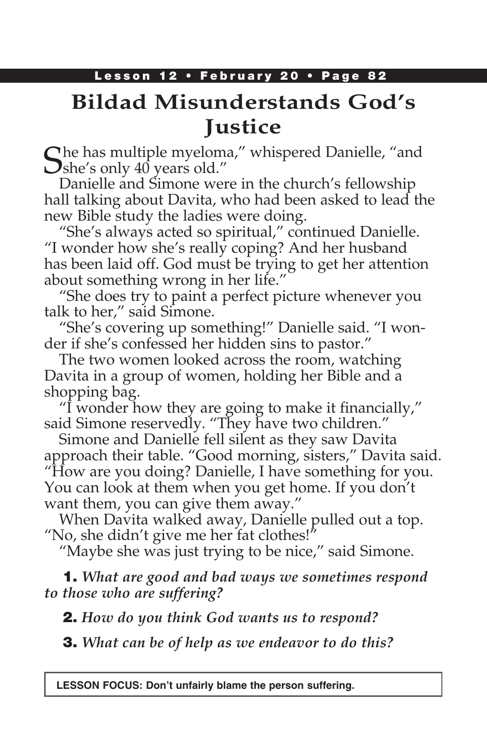# Bildad Misunderstands God's Justice

She has multiple myeloma," whispered Danielle, "and she's only 40 years old."

Danielle and Simone were in the church's fellowship hall talking about Davita, who had been asked to lead the new Bible study the ladies were doing.

"She's always acted so spiritual," continued Danielle. "I wonder how she's really coping? And her husband has been laid off. God must be trying to get her attention about something wrong in her life."

"She does try to paint a perfect picture whenever you talk to her," said Simone.

"She's covering up something!" Danielle said. "I wonder if she's confessed her hidden sins to pastor."

The two women looked across the room, watching Davita in a group of women, holding her Bible and a shopping bag.

"I wonder how they are going to make it financially," said Simone reservedly. "They have two children."

Simone and Danielle fell silent as they saw Davita approach their table. "Good morning, sisters," Davita said. "How are you doing? Danielle, I have something for you. You can look at them when you get home. If you don't want them, you can give them away."

When Davita walked away, Danielle pulled out a top. "No, she didn't give me her fat clothes!"

"Maybe she was just trying to be nice," said Simone.

**1.** *What are good and bad ways we sometimes respond to those who are suffering?*

**2.** *How do you think God wants us to respond?*

**3.** *What can be of help as we endeavor to do this?*

**LESSON FOCUS: Don't unfairly blame the person suffering.**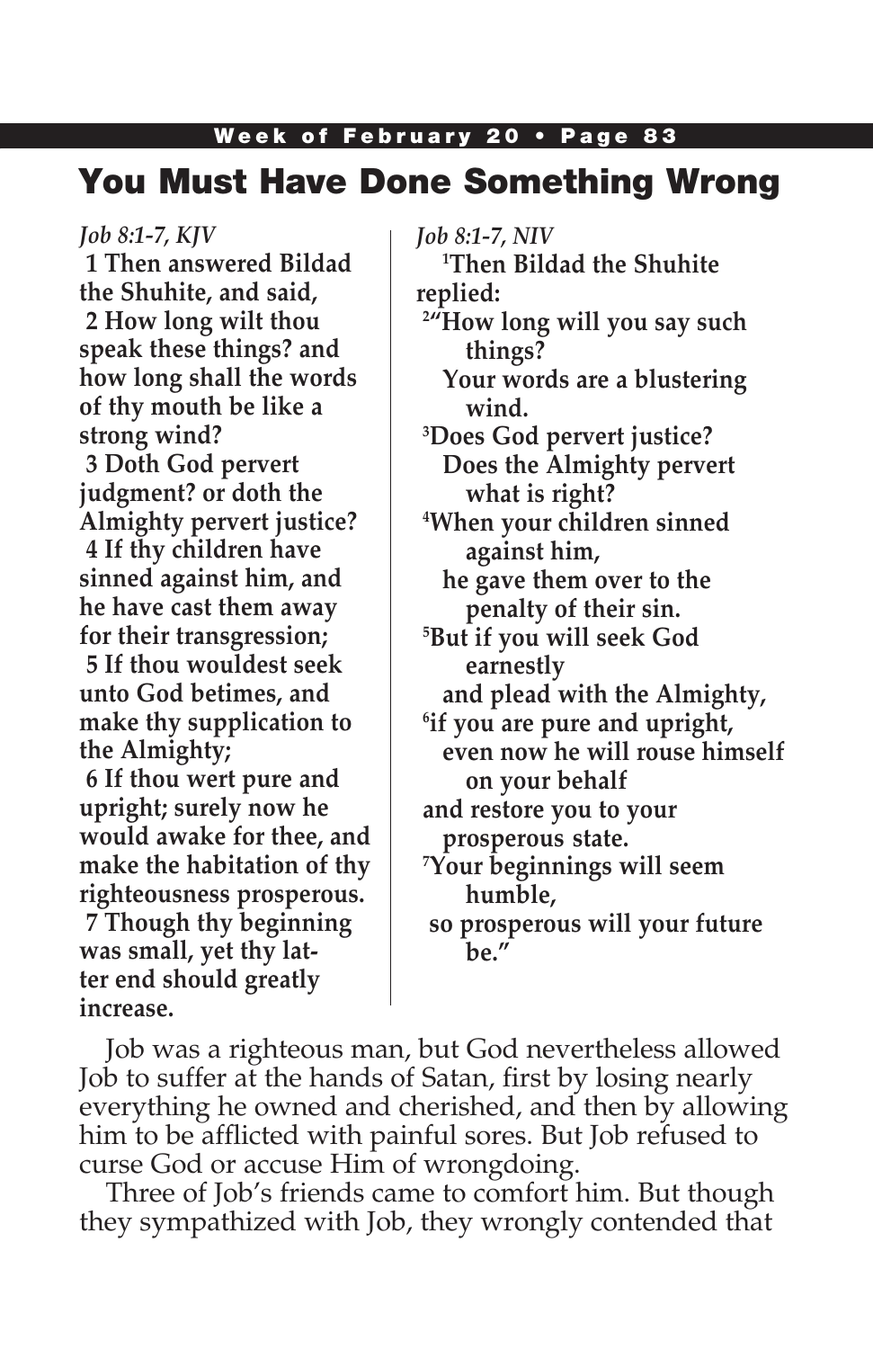# You Must Have Done Something Wrong

*Job 8:1-7, KJV*

**1 Then answered Bildad the Shuhite, and said,**
**2 How long wilt thou speak these things? and how long shall the words of thy mouth be like a strong wind?**
**3 Doth God pervert judgment? or doth the Almighty pervert justice?**
**4 If thy children have sinned against him, and he have cast them away for their transgression;**
**5 If thou wouldest seek unto God betimes, and make thy supplication to the Almighty;**
**6 If thou wert pure and upright; surely now he would awake for thee, and make the habitation of thy righteousness prosperous.**
**7 Though thy beginning was small, yet thy latter end should greatly increase.**

*Job 8:1-7, NIV*

**[1]Then Bildad the Shuhite replied:**
**[2]"How long will you say such things?**
**Your words are a blustering wind.**
**[3]Does God pervert justice?**
**Does the Almighty pervert what is right?**
**[4]When your children sinned against him,**
**he gave them over to the penalty of their sin.**
**[5]But if you will seek God earnestly**
**and plead with the Almighty,**
**[6]if you are pure and upright,**
**even now he will rouse himself on your behalf**
**and restore you to your prosperous state.**
**[7]Your beginnings will seem humble,**
**so prosperous will your future be."**

Job was a righteous man, but God nevertheless allowed Job to suffer at the hands of Satan, first by losing nearly everything he owned and cherished, and then by allowing him to be afflicted with painful sores. But Job refused to curse God or accuse Him of wrongdoing.

Three of Job's friends came to comfort him. But though they sympathized with Job, they wrongly contended that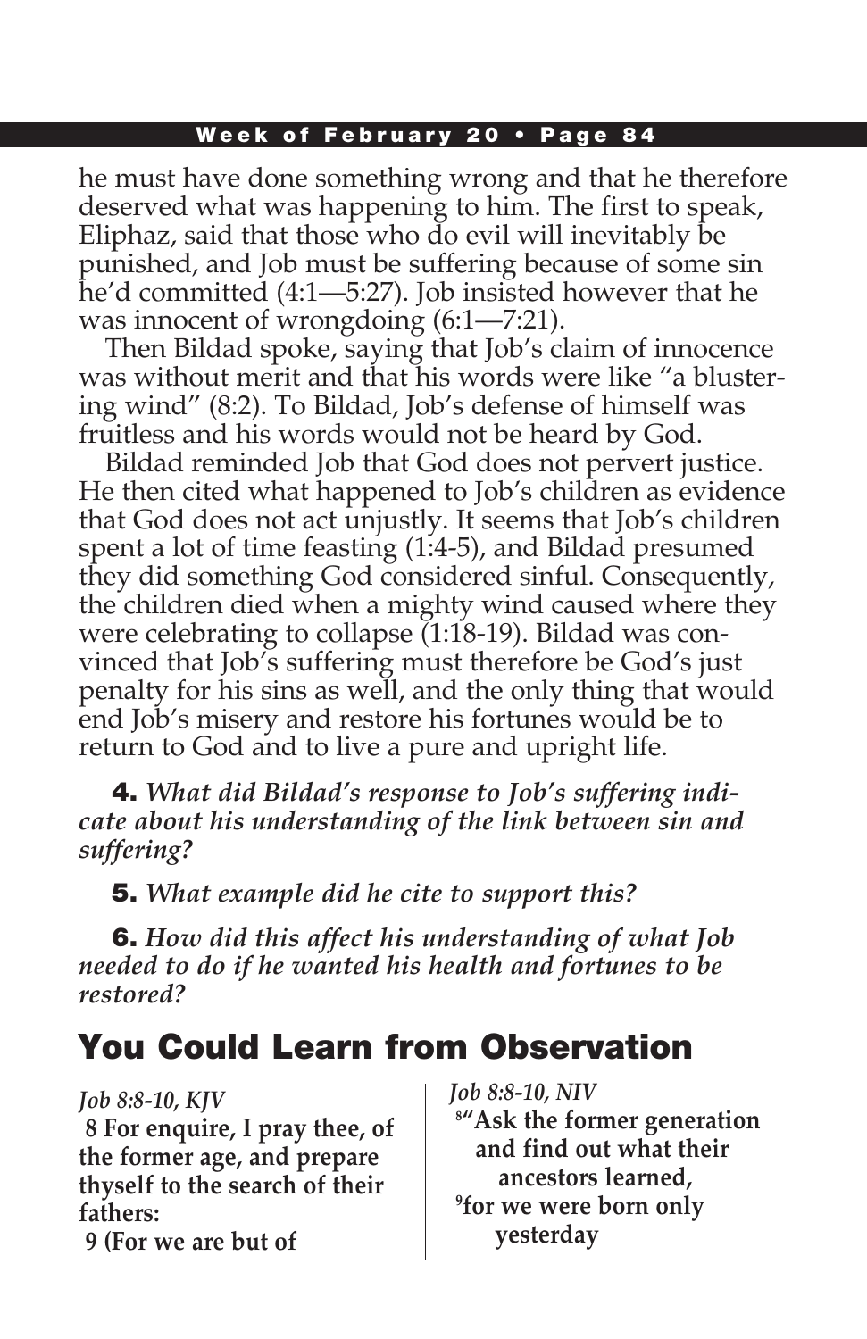he must have done something wrong and that he therefore deserved what was happening to him. The first to speak, Eliphaz, said that those who do evil will inevitably be punished, and Job must be suffering because of some sin he'd committed (4:1—5:27). Job insisted however that he was innocent of wrongdoing (6:1—7:21).

Then Bildad spoke, saying that Job's claim of innocence was without merit and that his words were like "a blustering wind" (8:2). To Bildad, Job's defense of himself was fruitless and his words would not be heard by God.

Bildad reminded Job that God does not pervert justice. He then cited what happened to Job's children as evidence that God does not act unjustly. It seems that Job's children spent a lot of time feasting (1:4-5), and Bildad presumed they did something God considered sinful. Consequently, the children died when a mighty wind caused where they were celebrating to collapse (1:18-19). Bildad was convinced that Job's suffering must therefore be God's just penalty for his sins as well, and the only thing that would end Job's misery and restore his fortunes would be to return to God and to live a pure and upright life.

**4.** *What did Bildad's response to Job's suffering indicate about his understanding of the link between sin and suffering?*

**5.** *What example did he cite to support this?*

**6.** *How did this affect his understanding of what Job needed to do if he wanted his health and fortunes to be restored?*

## You Could Learn from Observation

*Job 8:8-10, KJV*

**8 For enquire, I pray thee, of the former age, and prepare thyself to the search of their fathers:**

**9 (For we are but of**

*Job 8:8-10, NIV*

**8"Ask the former generation
and find out what their
ancestors learned,**

**9for we were born only
yesterday**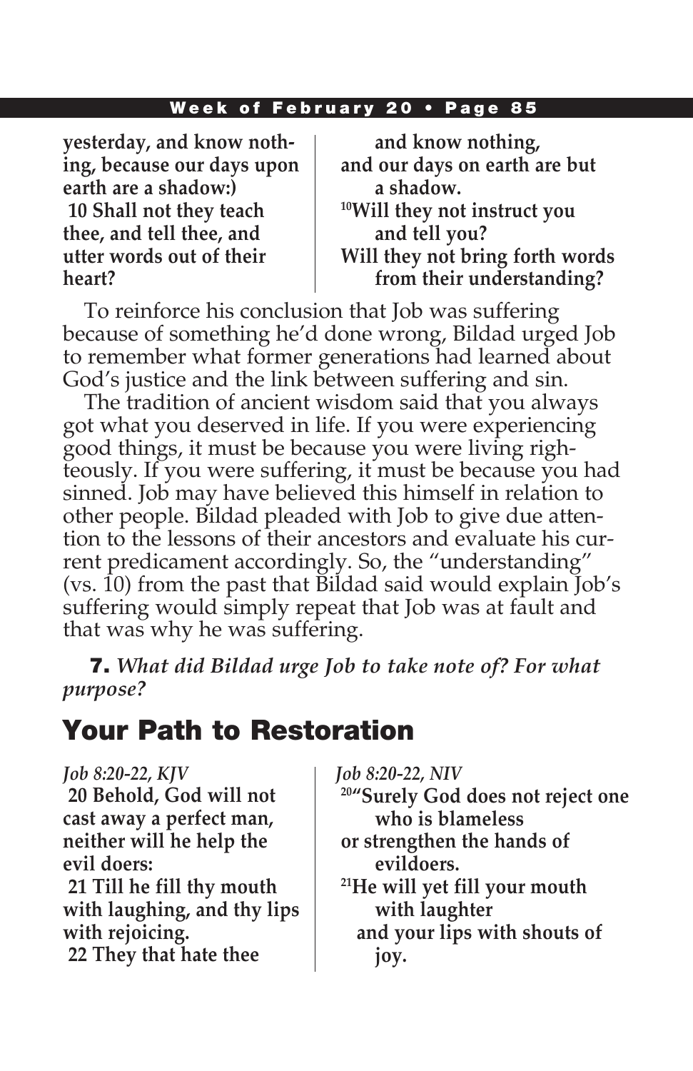yesterday, and know nothing, because our days upon earth are a shadow:)
10 Shall not they teach thee, and tell thee, and utter words out of their heart?

and know nothing,
and our days on earth are but a shadow.
[10]Will they not instruct you and tell you?
Will they not bring forth words from their understanding?

To reinforce his conclusion that Job was suffering because of something he'd done wrong, Bildad urged Job to remember what former generations had learned about God's justice and the link between suffering and sin.

The tradition of ancient wisdom said that you always got what you deserved in life. If you were experiencing good things, it must be because you were living righteously. If you were suffering, it must be because you had sinned. Job may have believed this himself in relation to other people. Bildad pleaded with Job to give due attention to the lessons of their ancestors and evaluate his current predicament accordingly. So, the "understanding" (vs. 10) from the past that Bildad said would explain Job's suffering would simply repeat that Job was at fault and that was why he was suffering.

**7.** *What did Bildad urge Job to take note of? For what purpose?*

## Your Path to Restoration

*Job 8:20-22, KJV*

**20 Behold, God will not cast away a perfect man, neither will he help the evil doers:**
**21 Till he fill thy mouth with laughing, and thy lips with rejoicing.**
**22 They that hate thee**

*Job 8:20-22, NIV*

**[20]"Surely God does not reject one who is blameless**
**or strengthen the hands of evildoers.**
**[21]He will yet fill your mouth with laughter**
**and your lips with shouts of joy.**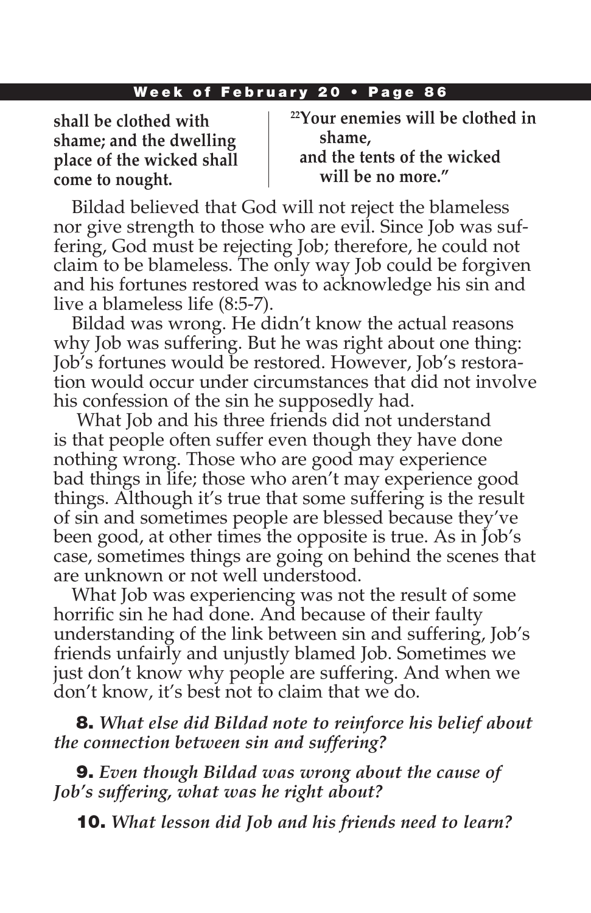**shall be clothed with shame; and the dwelling place of the wicked shall come to nought.**

**[22]Your enemies will be clothed in shame,
and the tents of the wicked will be no more."**

Bildad believed that God will not reject the blameless nor give strength to those who are evil. Since Job was suffering, God must be rejecting Job; therefore, he could not claim to be blameless. The only way Job could be forgiven and his fortunes restored was to acknowledge his sin and live a blameless life (8:5-7).

Bildad was wrong. He didn't know the actual reasons why Job was suffering. But he was right about one thing: Job's fortunes would be restored. However, Job's restoration would occur under circumstances that did not involve his confession of the sin he supposedly had.

What Job and his three friends did not understand is that people often suffer even though they have done nothing wrong. Those who are good may experience bad things in life; those who aren't may experience good things. Although it's true that some suffering is the result of sin and sometimes people are blessed because they've been good, at other times the opposite is true. As in Job's case, sometimes things are going on behind the scenes that are unknown or not well understood.

What Job was experiencing was not the result of some horrific sin he had done. And because of their faulty understanding of the link between sin and suffering, Job's friends unfairly and unjustly blamed Job. Sometimes we just don't know why people are suffering. And when we don't know, it's best not to claim that we do.

**8.** *What else did Bildad note to reinforce his belief about the connection between sin and suffering?*

**9.** *Even though Bildad was wrong about the cause of Job's suffering, what was he right about?*

**10.** *What lesson did Job and his friends need to learn?*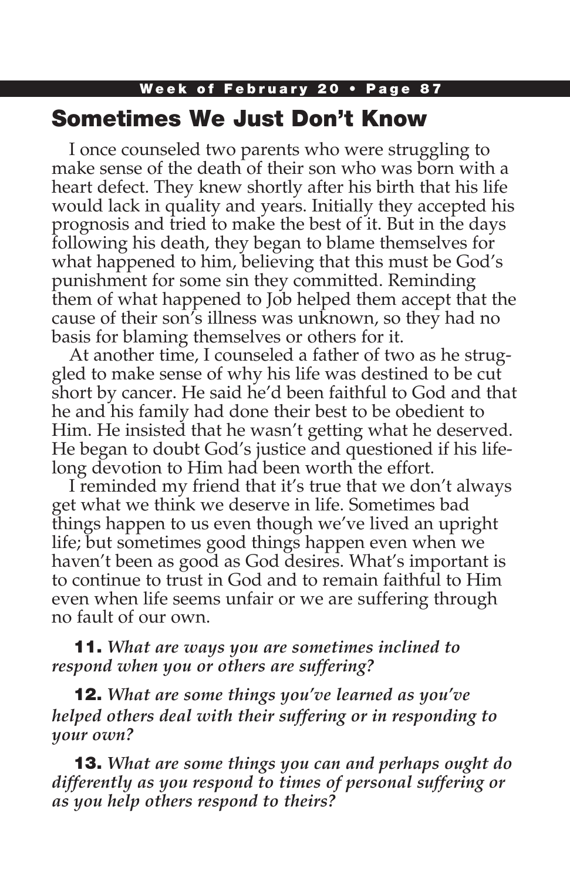## Sometimes We Just Don't Know

I once counseled two parents who were struggling to make sense of the death of their son who was born with a heart defect. They knew shortly after his birth that his life would lack in quality and years. Initially they accepted his prognosis and tried to make the best of it. But in the days following his death, they began to blame themselves for what happened to him, believing that this must be God's punishment for some sin they committed. Reminding them of what happened to Job helped them accept that the cause of their son's illness was unknown, so they had no basis for blaming themselves or others for it.

At another time, I counseled a father of two as he struggled to make sense of why his life was destined to be cut short by cancer. He said he'd been faithful to God and that he and his family had done their best to be obedient to Him. He insisted that he wasn't getting what he deserved. He began to doubt God's justice and questioned if his lifelong devotion to Him had been worth the effort.

I reminded my friend that it's true that we don't always get what we think we deserve in life. Sometimes bad things happen to us even though we've lived an upright life; but sometimes good things happen even when we haven't been as good as God desires. What's important is to continue to trust in God and to remain faithful to Him even when life seems unfair or we are suffering through no fault of our own.

**11.** *What are ways you are sometimes inclined to respond when you or others are suffering?*

**12.** *What are some things you've learned as you've helped others deal with their suffering or in responding to your own?*

**13.** *What are some things you can and perhaps ought do differently as you respond to times of personal suffering or as you help others respond to theirs?*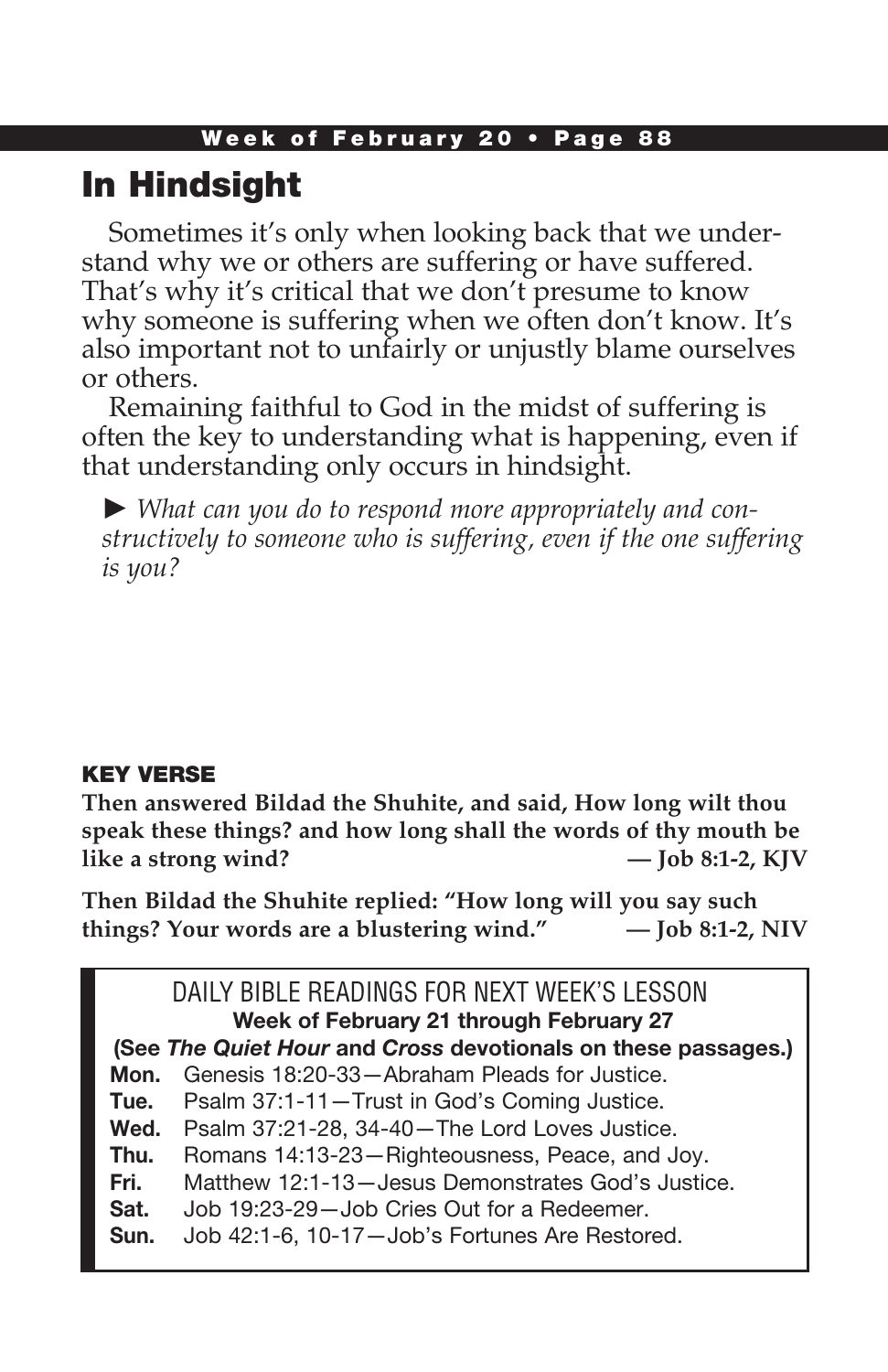## In Hindsight

Sometimes it's only when looking back that we understand why we or others are suffering or have suffered. That's why it's critical that we don't presume to know why someone is suffering when we often don't know. It's also important not to unfairly or unjustly blame ourselves or others.

Remaining faithful to God in the midst of suffering is often the key to understanding what is happening, even if that understanding only occurs in hindsight.

► *What can you do to respond more appropriately and constructively to someone who is suffering, even if the one suffering is you?*

### KEY VERSE

**Then answered Bildad the Shuhite, and said, How long wilt thou speak these things? and how long shall the words of thy mouth be like a strong wind? — Job 8:1-2, KJV**

**Then Bildad the Shuhite replied: "How long will you say such things? Your words are a blustering wind." — Job 8:1-2, NIV**

### DAILY BIBLE READINGS FOR NEXT WEEK'S LESSON

**Week of February 21 through February 27**

**(See *The Quiet Hour* and *Cross* devotionals on these passages.)**

- **Mon.** Genesis 18:20-33—Abraham Pleads for Justice.
- **Tue.** Psalm 37:1-11—Trust in God's Coming Justice.
- **Wed.** Psalm 37:21-28, 34-40—The Lord Loves Justice.
- **Thu.** Romans 14:13-23—Righteousness, Peace, and Joy.
- **Fri.** Matthew 12:1-13—Jesus Demonstrates God's Justice.
- **Sat.** Job 19:23-29—Job Cries Out for a Redeemer.
- **Sun.** Job 42:1-6, 10-17—Job's Fortunes Are Restored.